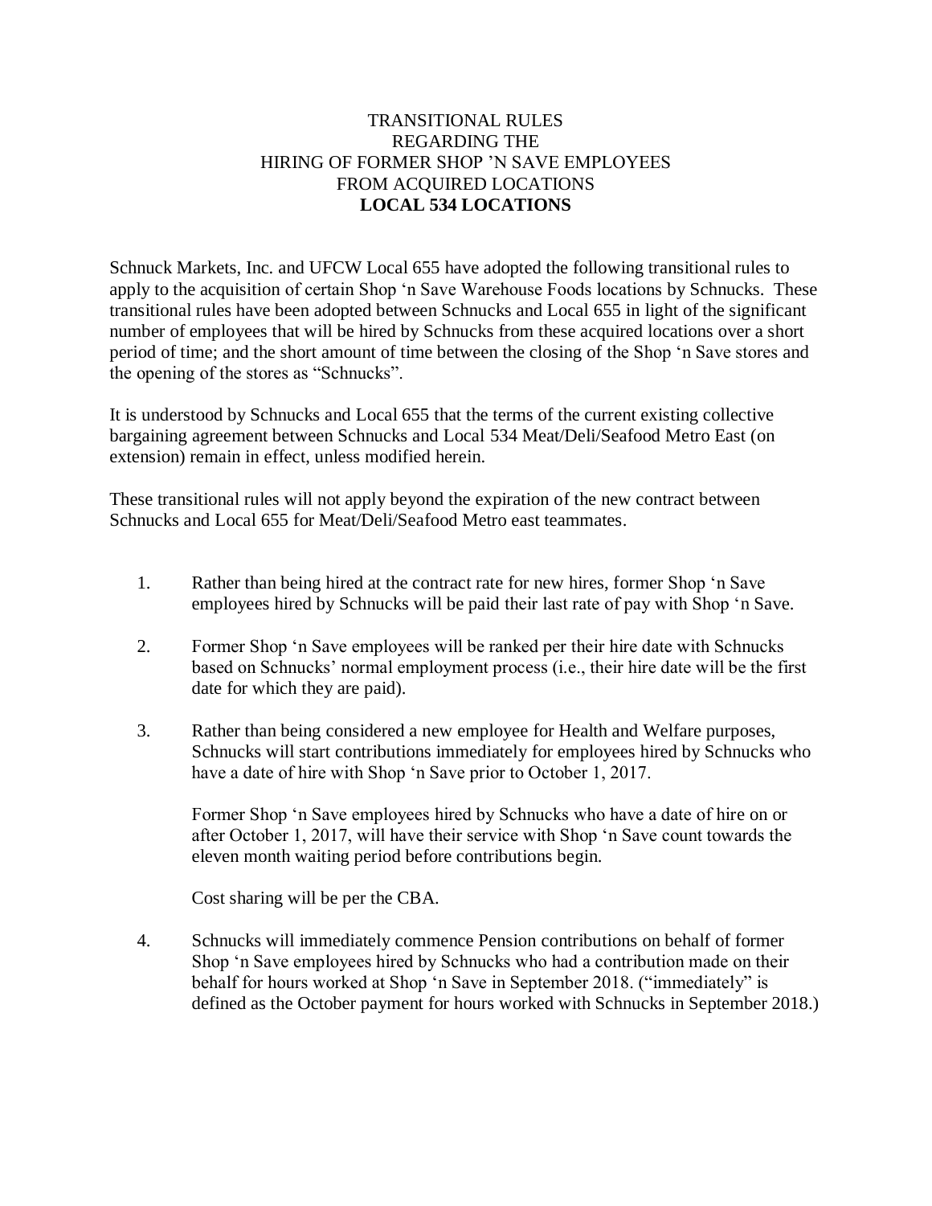# TRANSITIONAL RULES REGARDING THE HIRING OF FORMER SHOP 'N SAVE EMPLOYEES FROM ACQUIRED LOCATIONS

## LOCAL 534 LOCATIONS

Schnuck Markets, Inc. and UFCW Local 655 have adopted the following transitional rules to apply to the acquisition of certain Shop 'n Save Warehouse Foods locations by Schnucks. These transitional rules have been adopted between Schnucks and Local 655 in light of the significant number of employees that will be hired by Schnucks from these acquired locations over a short period of time; and the short amount of time between the closing of the Shop 'n Save stores and the opening of the stores as "Schnucks".

It is understood by Schnucks and Local 655 that the terms of the current existing collective bargaining agreement between Schnucks and Local 534 Meat/Deli/Seafood Metro East (on extension) remain in effect, unless modified herein.

These transitional rules will not apply beyond the expiration of the new contract between Schnucks and Local 655 for Meat/Deli/Seafood Metro east teammates.

1. Rather than being hired at the contract rate for new hires, former Shop 'n Save employees hired by Schnucks will be paid their last rate of pay with Shop 'n Save.

2. Former Shop 'n Save employees will be ranked per their hire date with Schnucks based on Schnucks' normal employment process (i.e., their hire date will be the first date for which they are paid).

3. Rather than being considered a new employee for Health and Welfare purposes, Schnucks will start contributions immediately for employees hired by Schnucks who have a date of hire with Shop 'n Save prior to October 1, 2017.

   Former Shop 'n Save employees hired by Schnucks who have a date of hire on or after October 1, 2017, will have their service with Shop 'n Save count towards the eleven month waiting period before contributions begin.

   Cost sharing will be per the CBA.

4. Schnucks will immediately commence Pension contributions on behalf of former Shop 'n Save employees hired by Schnucks who had a contribution made on their behalf for hours worked at Shop 'n Save in September 2018. ("immediately" is defined as the October payment for hours worked with Schnucks in September 2018.)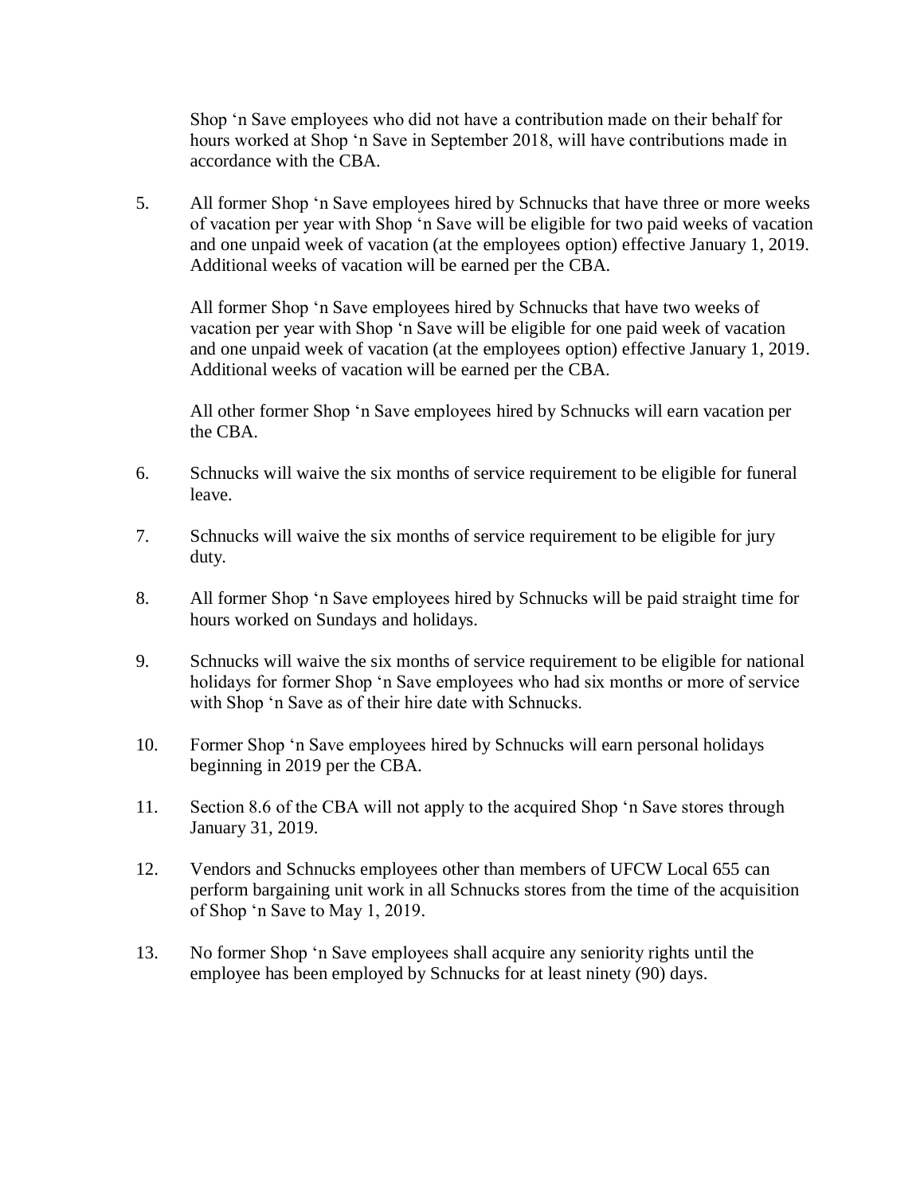Shop 'n Save employees who did not have a contribution made on their behalf for hours worked at Shop 'n Save in September 2018, will have contributions made in accordance with the CBA.

5. All former Shop 'n Save employees hired by Schnucks that have three or more weeks of vacation per year with Shop 'n Save will be eligible for two paid weeks of vacation and one unpaid week of vacation (at the employees option) effective January 1, 2019. Additional weeks of vacation will be earned per the CBA.

   All former Shop 'n Save employees hired by Schnucks that have two weeks of vacation per year with Shop 'n Save will be eligible for one paid week of vacation and one unpaid week of vacation (at the employees option) effective January 1, 2019. Additional weeks of vacation will be earned per the CBA.

   All other former Shop 'n Save employees hired by Schnucks will earn vacation per the CBA.

6. Schnucks will waive the six months of service requirement to be eligible for funeral leave.

7. Schnucks will waive the six months of service requirement to be eligible for jury duty.

8. All former Shop 'n Save employees hired by Schnucks will be paid straight time for hours worked on Sundays and holidays.

9. Schnucks will waive the six months of service requirement to be eligible for national holidays for former Shop 'n Save employees who had six months or more of service with Shop 'n Save as of their hire date with Schnucks.

10. Former Shop 'n Save employees hired by Schnucks will earn personal holidays beginning in 2019 per the CBA.

11. Section 8.6 of the CBA will not apply to the acquired Shop 'n Save stores through January 31, 2019.

12. Vendors and Schnucks employees other than members of UFCW Local 655 can perform bargaining unit work in all Schnucks stores from the time of the acquisition of Shop 'n Save to May 1, 2019.

13. No former Shop 'n Save employees shall acquire any seniority rights until the employee has been employed by Schnucks for at least ninety (90) days.